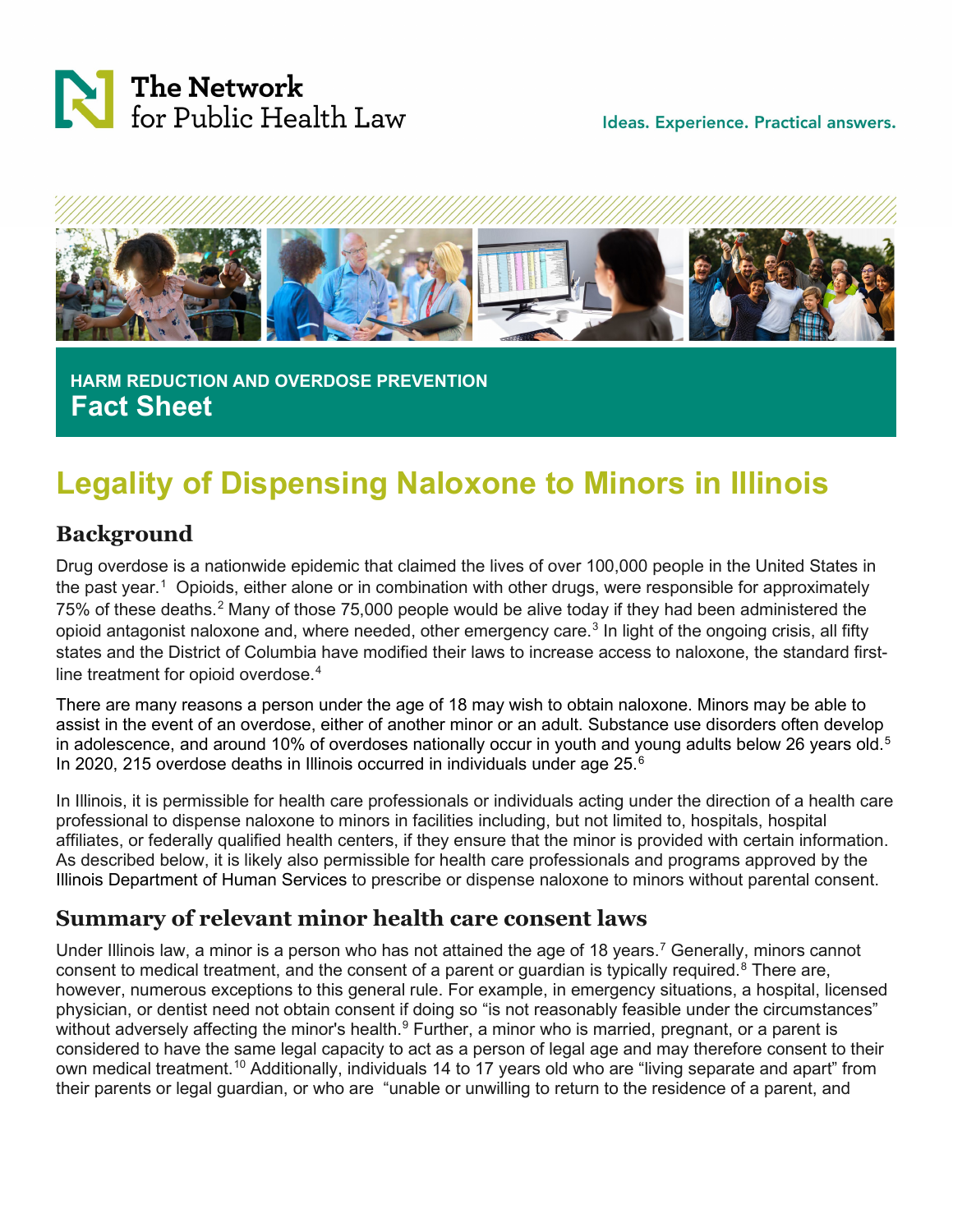The Network for Public Health Law

Ideas. Experience. Practical answers.

HARM REDUCTION AND OVERDOSE PREVENTION

**Fact Sheet**

# Legality of Dispensing Naloxone to Minors in Illinois

## Background

Drug overdose is a nationwide epidemic that claimed the lives of over 100,000 people in the United States in the past year.[1] Opioids, either alone or in combination with other drugs, were responsible for approximately 75% of these deaths.[2] Many of those 75,000 people would be alive today if they had been administered the opioid antagonist naloxone and, where needed, other emergency care.[3] In light of the ongoing crisis, all fifty states and the District of Columbia have modified their laws to increase access to naloxone, the standard first-line treatment for opioid overdose.[4]

There are many reasons a person under the age of 18 may wish to obtain naloxone. Minors may be able to assist in the event of an overdose, either of another minor or an adult. Substance use disorders often develop in adolescence, and around 10% of overdoses nationally occur in youth and young adults below 26 years old.[5] In 2020, 215 overdose deaths in Illinois occurred in individuals under age 25.[6]

In Illinois, it is permissible for health care professionals or individuals acting under the direction of a health care professional to dispense naloxone to minors in facilities including, but not limited to, hospitals, hospital affiliates, or federally qualified health centers, if they ensure that the minor is provided with certain information. As described below, it is likely also permissible for health care professionals and programs approved by the Illinois Department of Human Services to prescribe or dispense naloxone to minors without parental consent.

## Summary of relevant minor health care consent laws

Under Illinois law, a minor is a person who has not attained the age of 18 years.[7] Generally, minors cannot consent to medical treatment, and the consent of a parent or guardian is typically required.[8] There are, however, numerous exceptions to this general rule. For example, in emergency situations, a hospital, licensed physician, or dentist need not obtain consent if doing so "is not reasonably feasible under the circumstances" without adversely affecting the minor's health.[9] Further, a minor who is married, pregnant, or a parent is considered to have the same legal capacity to act as a person of legal age and may therefore consent to their own medical treatment.[10] Additionally, individuals 14 to 17 years old who are "living separate and apart" from their parents or legal guardian, or who are "unable or unwilling to return to the residence of a parent, and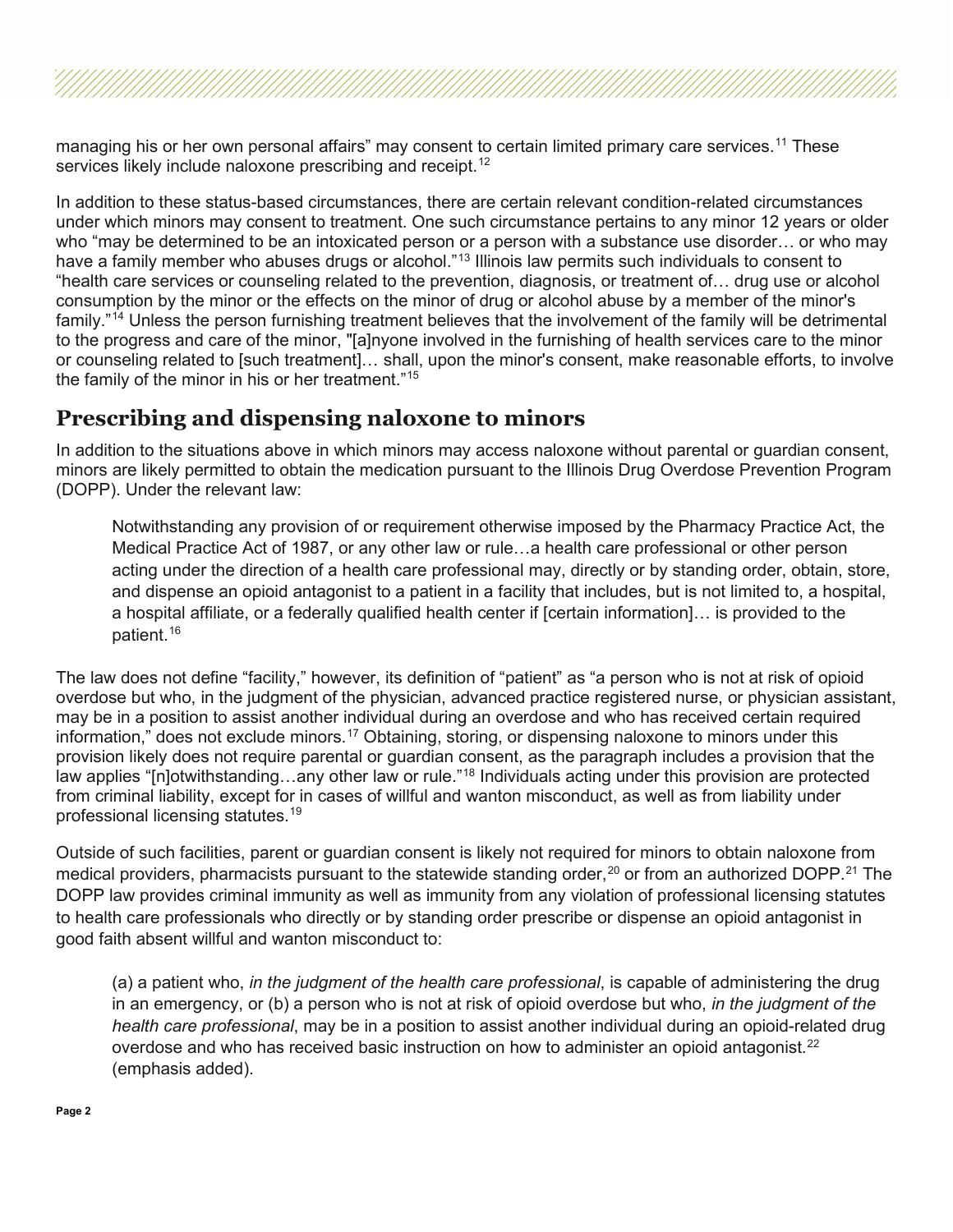managing his or her own personal affairs" may consent to certain limited primary care services.[11] These services likely include naloxone prescribing and receipt.[12]

In addition to these status-based circumstances, there are certain relevant condition-related circumstances under which minors may consent to treatment. One such circumstance pertains to any minor 12 years or older who "may be determined to be an intoxicated person or a person with a substance use disorder… or who may have a family member who abuses drugs or alcohol."[13] Illinois law permits such individuals to consent to "health care services or counseling related to the prevention, diagnosis, or treatment of… drug use or alcohol consumption by the minor or the effects on the minor of drug or alcohol abuse by a member of the minor's family."[14] Unless the person furnishing treatment believes that the involvement of the family will be detrimental to the progress and care of the minor, "[a]nyone involved in the furnishing of health services care to the minor or counseling related to [such treatment]… shall, upon the minor's consent, make reasonable efforts, to involve the family of the minor in his or her treatment."[15]

## Prescribing and dispensing naloxone to minors

In addition to the situations above in which minors may access naloxone without parental or guardian consent, minors are likely permitted to obtain the medication pursuant to the Illinois Drug Overdose Prevention Program (DOPP). Under the relevant law:

> Notwithstanding any provision of or requirement otherwise imposed by the Pharmacy Practice Act, the Medical Practice Act of 1987, or any other law or rule…a health care professional or other person acting under the direction of a health care professional may, directly or by standing order, obtain, store, and dispense an opioid antagonist to a patient in a facility that includes, but is not limited to, a hospital, a hospital affiliate, or a federally qualified health center if [certain information]… is provided to the patient.[16]

The law does not define "facility," however, its definition of "patient" as "a person who is not at risk of opioid overdose but who, in the judgment of the physician, advanced practice registered nurse, or physician assistant, may be in a position to assist another individual during an overdose and who has received certain required information," does not exclude minors.[17] Obtaining, storing, or dispensing naloxone to minors under this provision likely does not require parental or guardian consent, as the paragraph includes a provision that the law applies "[n]otwithstanding…any other law or rule."[18] Individuals acting under this provision are protected from criminal liability, except for in cases of willful and wanton misconduct, as well as from liability under professional licensing statutes.[19]

Outside of such facilities, parent or guardian consent is likely not required for minors to obtain naloxone from medical providers, pharmacists pursuant to the statewide standing order,[20] or from an authorized DOPP.[21] The DOPP law provides criminal immunity as well as immunity from any violation of professional licensing statutes to health care professionals who directly or by standing order prescribe or dispense an opioid antagonist in good faith absent willful and wanton misconduct to:

> (a) a patient who, *in the judgment of the health care professional*, is capable of administering the drug in an emergency, or (b) a person who is not at risk of opioid overdose but who, *in the judgment of the health care professional*, may be in a position to assist another individual during an opioid-related drug overdose and who has received basic instruction on how to administer an opioid antagonist.[22] (emphasis added).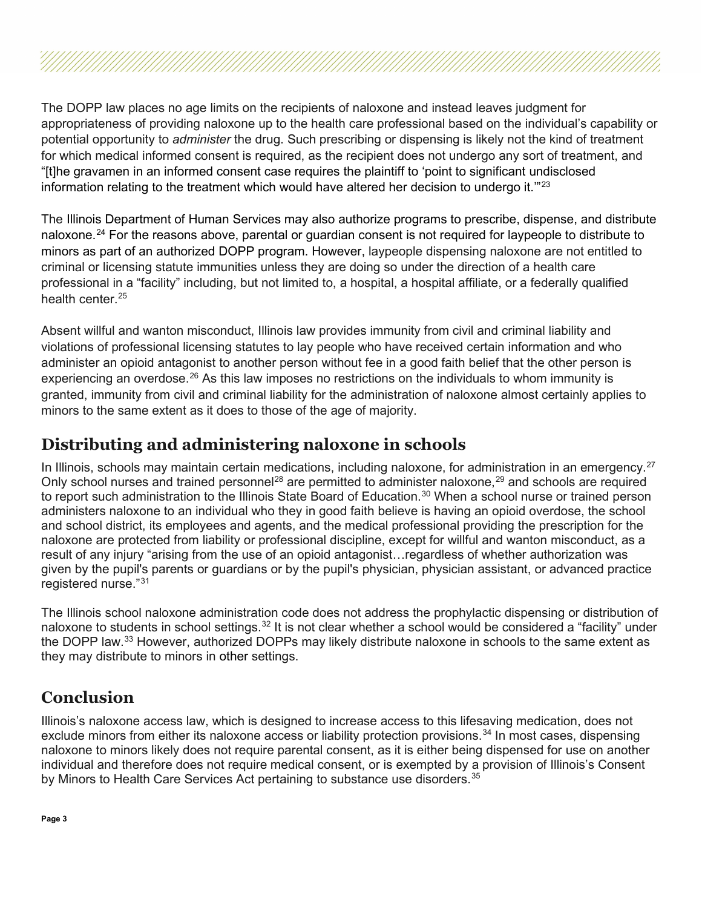The DOPP law places no age limits on the recipients of naloxone and instead leaves judgment for appropriateness of providing naloxone up to the health care professional based on the individual's capability or potential opportunity to *administer* the drug. Such prescribing or dispensing is likely not the kind of treatment for which medical informed consent is required, as the recipient does not undergo any sort of treatment, and "[t]he gravamen in an informed consent case requires the plaintiff to 'point to significant undisclosed information relating to the treatment which would have altered her decision to undergo it.'"[23]

The Illinois Department of Human Services may also authorize programs to prescribe, dispense, and distribute naloxone.[24] For the reasons above, parental or guardian consent is not required for laypeople to distribute to minors as part of an authorized DOPP program. However, laypeople dispensing naloxone are not entitled to criminal or licensing statute immunities unless they are doing so under the direction of a health care professional in a "facility" including, but not limited to, a hospital, a hospital affiliate, or a federally qualified health center.[25]

Absent willful and wanton misconduct, Illinois law provides immunity from civil and criminal liability and violations of professional licensing statutes to lay people who have received certain information and who administer an opioid antagonist to another person without fee in a good faith belief that the other person is experiencing an overdose.[26] As this law imposes no restrictions on the individuals to whom immunity is granted, immunity from civil and criminal liability for the administration of naloxone almost certainly applies to minors to the same extent as it does to those of the age of majority.

## Distributing and administering naloxone in schools

In Illinois, schools may maintain certain medications, including naloxone, for administration in an emergency.[27] Only school nurses and trained personnel[28] are permitted to administer naloxone,[29] and schools are required to report such administration to the Illinois State Board of Education.[30] When a school nurse or trained person administers naloxone to an individual who they in good faith believe is having an opioid overdose, the school and school district, its employees and agents, and the medical professional providing the prescription for the naloxone are protected from liability or professional discipline, except for willful and wanton misconduct, as a result of any injury "arising from the use of an opioid antagonist…regardless of whether authorization was given by the pupil's parents or guardians or by the pupil's physician, physician assistant, or advanced practice registered nurse."[31]

The Illinois school naloxone administration code does not address the prophylactic dispensing or distribution of naloxone to students in school settings.[32] It is not clear whether a school would be considered a "facility" under the DOPP law.[33] However, authorized DOPPs may likely distribute naloxone in schools to the same extent as they may distribute to minors in other settings.

## Conclusion

Illinois's naloxone access law, which is designed to increase access to this lifesaving medication, does not exclude minors from either its naloxone access or liability protection provisions.[34] In most cases, dispensing naloxone to minors likely does not require parental consent, as it is either being dispensed for use on another individual and therefore does not require medical consent, or is exempted by a provision of Illinois's Consent by Minors to Health Care Services Act pertaining to substance use disorders.[35]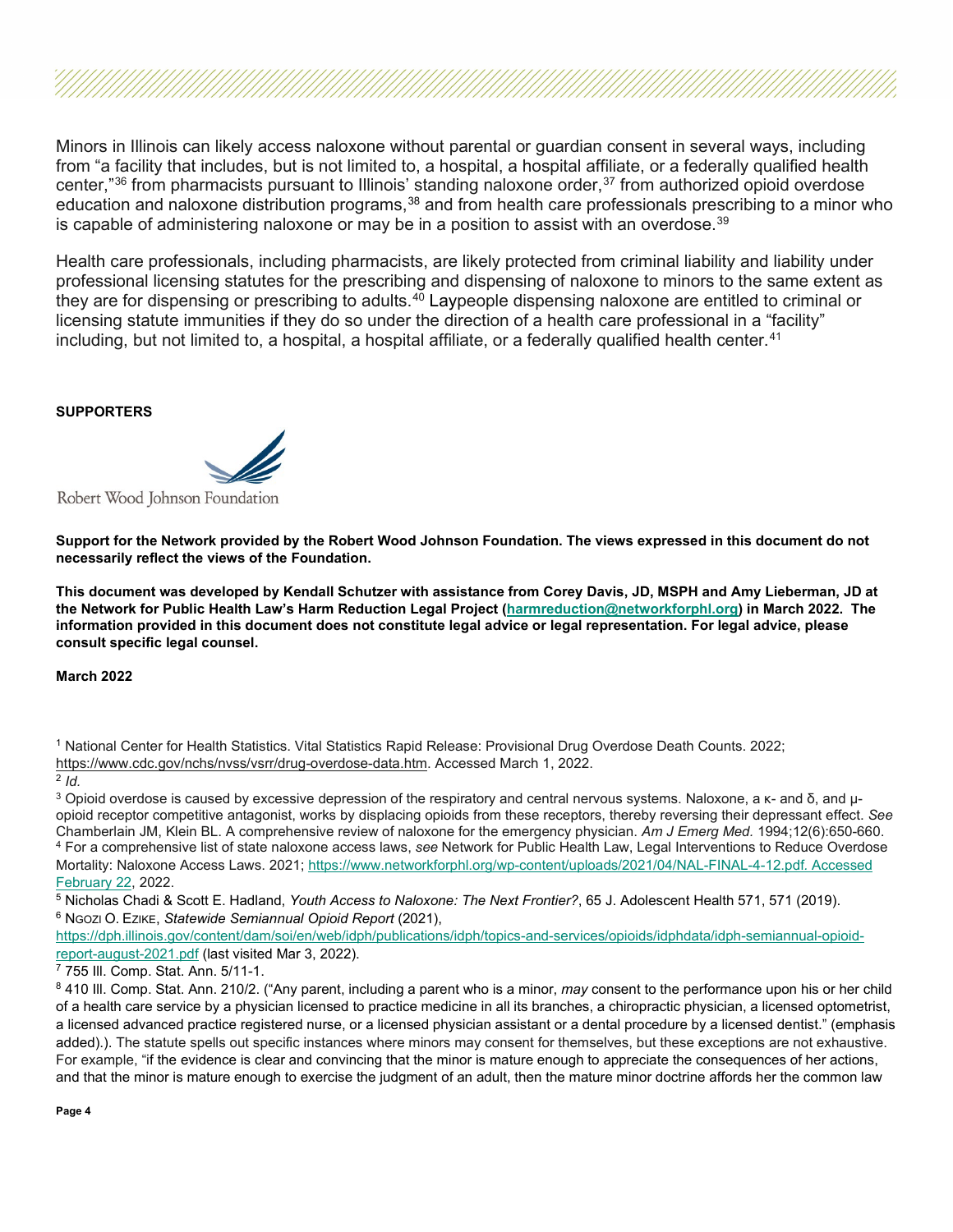Minors in Illinois can likely access naloxone without parental or guardian consent in several ways, including from "a facility that includes, but is not limited to, a hospital, a hospital affiliate, or a federally qualified health center,"[36] from pharmacists pursuant to Illinois' standing naloxone order,[37] from authorized opioid overdose education and naloxone distribution programs,[38] and from health care professionals prescribing to a minor who is capable of administering naloxone or may be in a position to assist with an overdose.[39]

Health care professionals, including pharmacists, are likely protected from criminal liability and liability under professional licensing statutes for the prescribing and dispensing of naloxone to minors to the same extent as they are for dispensing or prescribing to adults.[40] Laypeople dispensing naloxone are entitled to criminal or licensing statute immunities if they do so under the direction of a health care professional in a "facility" including, but not limited to, a hospital, a hospital affiliate, or a federally qualified health center.[41]

**SUPPORTERS**

Robert Wood Johnson Foundation

**Support for the Network provided by the Robert Wood Johnson Foundation. The views expressed in this document do not necessarily reflect the views of the Foundation.**

**This document was developed by Kendall Schutzer with assistance from Corey Davis, JD, MSPH and Amy Lieberman, JD at the Network for Public Health Law's Harm Reduction Legal Project (harmreduction@networkforphl.org) in March 2022. The information provided in this document does not constitute legal advice or legal representation. For legal advice, please consult specific legal counsel.**

**March 2022**

[1] National Center for Health Statistics. Vital Statistics Rapid Release: Provisional Drug Overdose Death Counts. 2022; https://www.cdc.gov/nchs/nvss/vsrr/drug-overdose-data.htm. Accessed March 1, 2022.

[2] *Id.*

[3] Opioid overdose is caused by excessive depression of the respiratory and central nervous systems. Naloxone, a κ- and δ, and μ-opioid receptor competitive antagonist, works by displacing opioids from these receptors, thereby reversing their depressant effect. *See* Chamberlain JM, Klein BL. A comprehensive review of naloxone for the emergency physician. *Am J Emerg Med.* 1994;12(6):650-660.

[4] For a comprehensive list of state naloxone access laws, *see* Network for Public Health Law, Legal Interventions to Reduce Overdose Mortality: Naloxone Access Laws. 2021; https://www.networkforphl.org/wp-content/uploads/2021/04/NAL-FINAL-4-12.pdf. Accessed February 22, 2022.

[5] Nicholas Chadi & Scott E. Hadland, *Youth Access to Naloxone: The Next Frontier?*, 65 J. Adolescent Health 571, 571 (2019).

[6] Ngozi O. Ezike, *Statewide Semiannual Opioid Report* (2021), https://dph.illinois.gov/content/dam/soi/en/web/idph/publications/idph/topics-and-services/opioids/idphdata/idph-semiannual-opioid-report-august-2021.pdf (last visited Mar 3, 2022).

[7] 755 Ill. Comp. Stat. Ann. 5/11-1.

[8] 410 Ill. Comp. Stat. Ann. 210/2. ("Any parent, including a parent who is a minor, *may* consent to the performance upon his or her child of a health care service by a physician licensed to practice medicine in all its branches, a chiropractic physician, a licensed optometrist, a licensed advanced practice registered nurse, or a licensed physician assistant or a dental procedure by a licensed dentist." (emphasis added).). The statute spells out specific instances where minors may consent for themselves, but these exceptions are not exhaustive. For example, "if the evidence is clear and convincing that the minor is mature enough to appreciate the consequences of her actions, and that the minor is mature enough to exercise the judgment of an adult, then the mature minor doctrine affords her the common law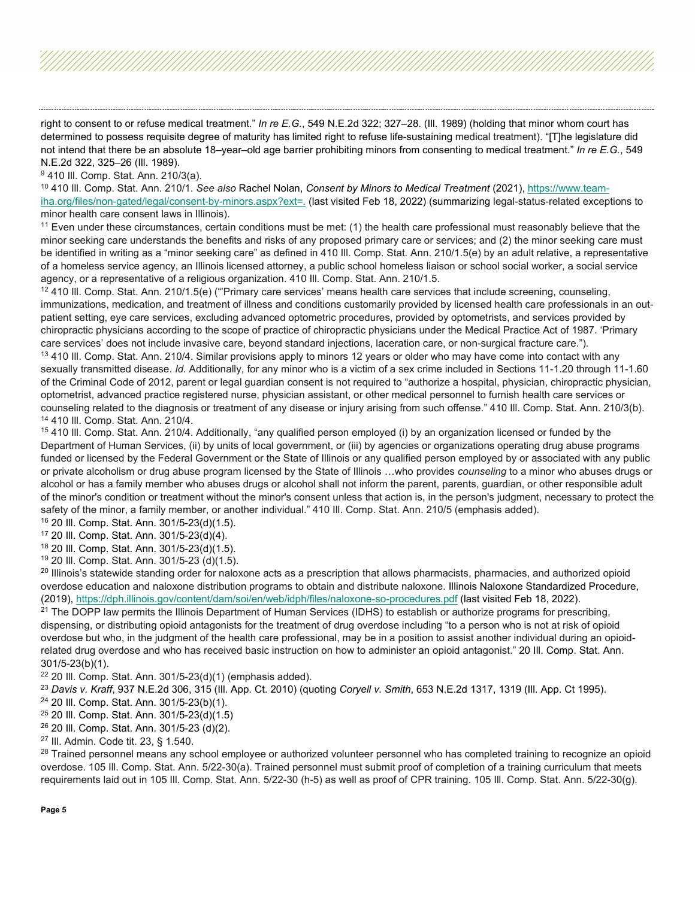right to consent to or refuse medical treatment." *In re E.G.*, 549 N.E.2d 322; 327–28. (Ill. 1989) (holding that minor whom court has determined to possess requisite degree of maturity has limited right to refuse life-sustaining medical treatment). "[T]he legislature did not intend that there be an absolute 18–year–old age barrier prohibiting minors from consenting to medical treatment." *In re E.G.*, 549 N.E.2d 322, 325–26 (Ill. 1989).

[9] 410 Ill. Comp. Stat. Ann. 210/3(a).

[10] 410 Ill. Comp. Stat. Ann. 210/1. *See also* Rachel Nolan, *Consent by Minors to Medical Treatment* (2021), https://www.team-iha.org/files/non-gated/legal/consent-by-minors.aspx?ext=. (last visited Feb 18, 2022) (summarizing legal-status-related exceptions to minor health care consent laws in Illinois).

[11] Even under these circumstances, certain conditions must be met: (1) the health care professional must reasonably believe that the minor seeking care understands the benefits and risks of any proposed primary care or services; and (2) the minor seeking care must be identified in writing as a "minor seeking care" as defined in 410 Ill. Comp. Stat. Ann. 210/1.5(e) by an adult relative, a representative of a homeless service agency, an Illinois licensed attorney, a public school homeless liaison or school social worker, a social service agency, or a representative of a religious organization. 410 Ill. Comp. Stat. Ann. 210/1.5.

[12] 410 Ill. Comp. Stat. Ann. 210/1.5(e) ("'Primary care services' means health care services that include screening, counseling, immunizations, medication, and treatment of illness and conditions customarily provided by licensed health care professionals in an out-patient setting, eye care services, excluding advanced optometric procedures, provided by optometrists, and services provided by chiropractic physicians according to the scope of practice of chiropractic physicians under the Medical Practice Act of 1987. 'Primary care services' does not include invasive care, beyond standard injections, laceration care, or non-surgical fracture care.").

[13] 410 Ill. Comp. Stat. Ann. 210/4. Similar provisions apply to minors 12 years or older who may have come into contact with any sexually transmitted disease. *Id.* Additionally, for any minor who is a victim of a sex crime included in Sections 11-1.20 through 11-1.60 of the Criminal Code of 2012, parent or legal guardian consent is not required to "authorize a hospital, physician, chiropractic physician, optometrist, advanced practice registered nurse, physician assistant, or other medical personnel to furnish health care services or counseling related to the diagnosis or treatment of any disease or injury arising from such offense." 410 Ill. Comp. Stat. Ann. 210/3(b).

[14] 410 Ill. Comp. Stat. Ann. 210/4.

[15] 410 Ill. Comp. Stat. Ann. 210/4. Additionally, "any qualified person employed (i) by an organization licensed or funded by the Department of Human Services, (ii) by units of local government, or (iii) by agencies or organizations operating drug abuse programs funded or licensed by the Federal Government or the State of Illinois or any qualified person employed by or associated with any public or private alcoholism or drug abuse program licensed by the State of Illinois …who provides *counseling* to a minor who abuses drugs or alcohol or has a family member who abuses drugs or alcohol shall not inform the parent, parents, guardian, or other responsible adult of the minor's condition or treatment without the minor's consent unless that action is, in the person's judgment, necessary to protect the safety of the minor, a family member, or another individual." 410 Ill. Comp. Stat. Ann. 210/5 (emphasis added).

[16] 20 Ill. Comp. Stat. Ann. 301/5-23(d)(1.5).

[17] 20 Ill. Comp. Stat. Ann. 301/5-23(d)(4).

[18] 20 Ill. Comp. Stat. Ann. 301/5-23(d)(1.5).

[19] 20 Ill. Comp. Stat. Ann. 301/5-23 (d)(1.5).

[20] Illinois's statewide standing order for naloxone acts as a prescription that allows pharmacists, pharmacies, and authorized opioid overdose education and naloxone distribution programs to obtain and distribute naloxone. Illinois Naloxone Standardized Procedure, (2019), https://dph.illinois.gov/content/dam/soi/en/web/idph/files/naloxone-so-procedures.pdf (last visited Feb 18, 2022).

[21] The DOPP law permits the Illinois Department of Human Services (IDHS) to establish or authorize programs for prescribing, dispensing, or distributing opioid antagonists for the treatment of drug overdose including "to a person who is not at risk of opioid overdose but who, in the judgment of the health care professional, may be in a position to assist another individual during an opioid-related drug overdose and who has received basic instruction on how to administer an opioid antagonist." 20 Ill. Comp. Stat. Ann. 301/5-23(b)(1).

[22] 20 Ill. Comp. Stat. Ann. 301/5-23(d)(1) (emphasis added).

[23] *Davis v. Kraff*, 937 N.E.2d 306, 315 (Ill. App. Ct. 2010) (quoting *Coryell v. Smith*, 653 N.E.2d 1317, 1319 (Ill. App. Ct 1995).

[24] 20 Ill. Comp. Stat. Ann. 301/5-23(b)(1).

[25] 20 Ill. Comp. Stat. Ann. 301/5-23(d)(1.5)

[26] 20 Ill. Comp. Stat. Ann. 301/5-23 (d)(2).

[27] Ill. Admin. Code tit. 23, § 1.540.

[28] Trained personnel means any school employee or authorized volunteer personnel who has completed training to recognize an opioid overdose. 105 Ill. Comp. Stat. Ann. 5/22-30(a). Trained personnel must submit proof of completion of a training curriculum that meets requirements laid out in 105 Ill. Comp. Stat. Ann. 5/22-30 (h-5) as well as proof of CPR training. 105 Ill. Comp. Stat. Ann. 5/22-30(g).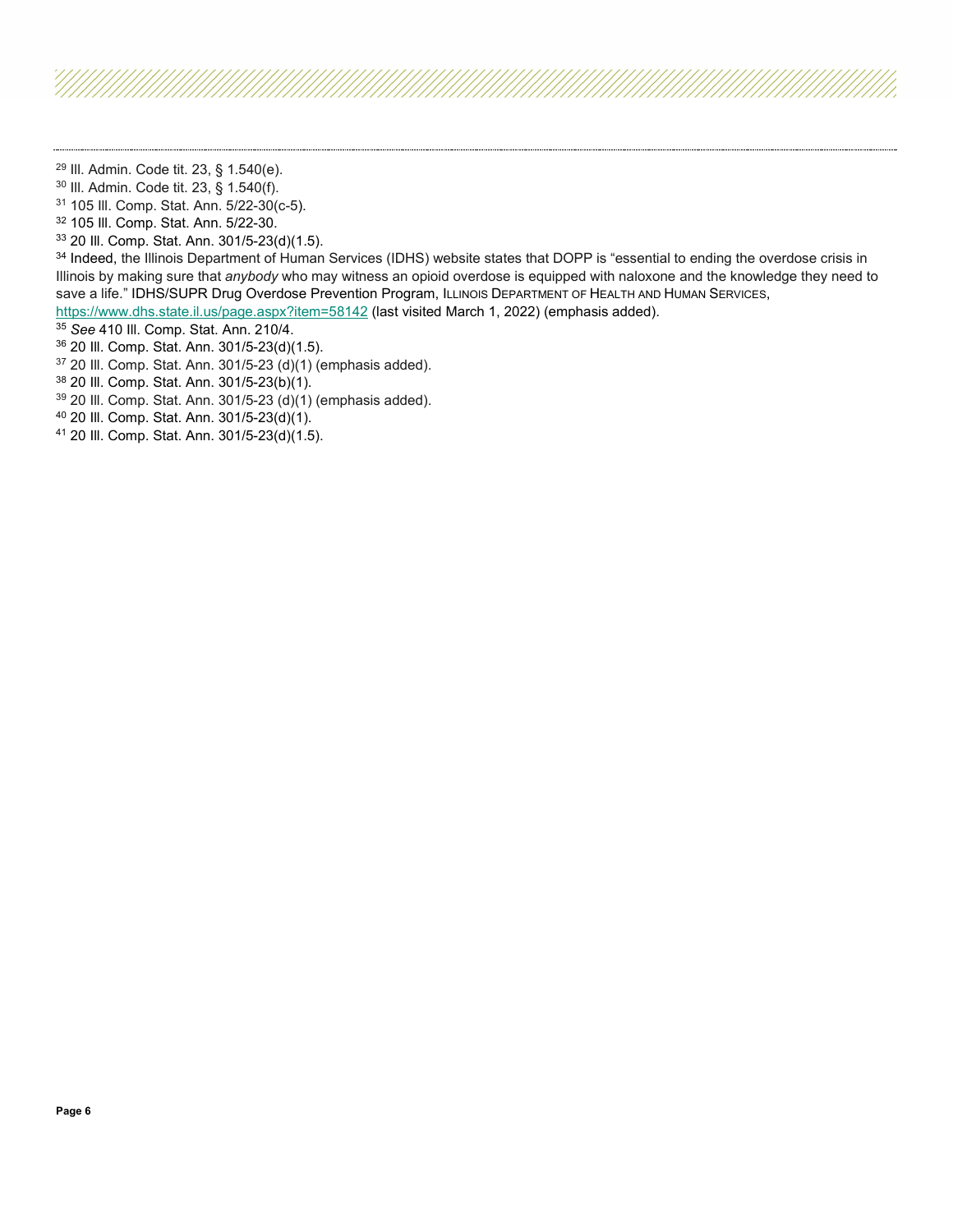[29] Ill. Admin. Code tit. 23, § 1.540(e).

[30] Ill. Admin. Code tit. 23, § 1.540(f).

[31] 105 Ill. Comp. Stat. Ann. 5/22-30(c-5).

[32] 105 Ill. Comp. Stat. Ann. 5/22-30.

[33] 20 Ill. Comp. Stat. Ann. 301/5-23(d)(1.5).

[34] Indeed, the Illinois Department of Human Services (IDHS) website states that DOPP is "essential to ending the overdose crisis in Illinois by making sure that *anybody* who may witness an opioid overdose is equipped with naloxone and the knowledge they need to save a life." IDHS/SUPR Drug Overdose Prevention Program, ILLINOIS DEPARTMENT OF HEALTH AND HUMAN SERVICES, https://www.dhs.state.il.us/page.aspx?item=58142 (last visited March 1, 2022) (emphasis added).

[35] *See* 410 Ill. Comp. Stat. Ann. 210/4.

[36] 20 Ill. Comp. Stat. Ann. 301/5-23(d)(1.5).

[37] 20 Ill. Comp. Stat. Ann. 301/5-23 (d)(1) (emphasis added).

[38] 20 Ill. Comp. Stat. Ann. 301/5-23(b)(1).

[39] 20 Ill. Comp. Stat. Ann. 301/5-23 (d)(1) (emphasis added).

[40] 20 Ill. Comp. Stat. Ann. 301/5-23(d)(1).

[41] 20 Ill. Comp. Stat. Ann. 301/5-23(d)(1.5).